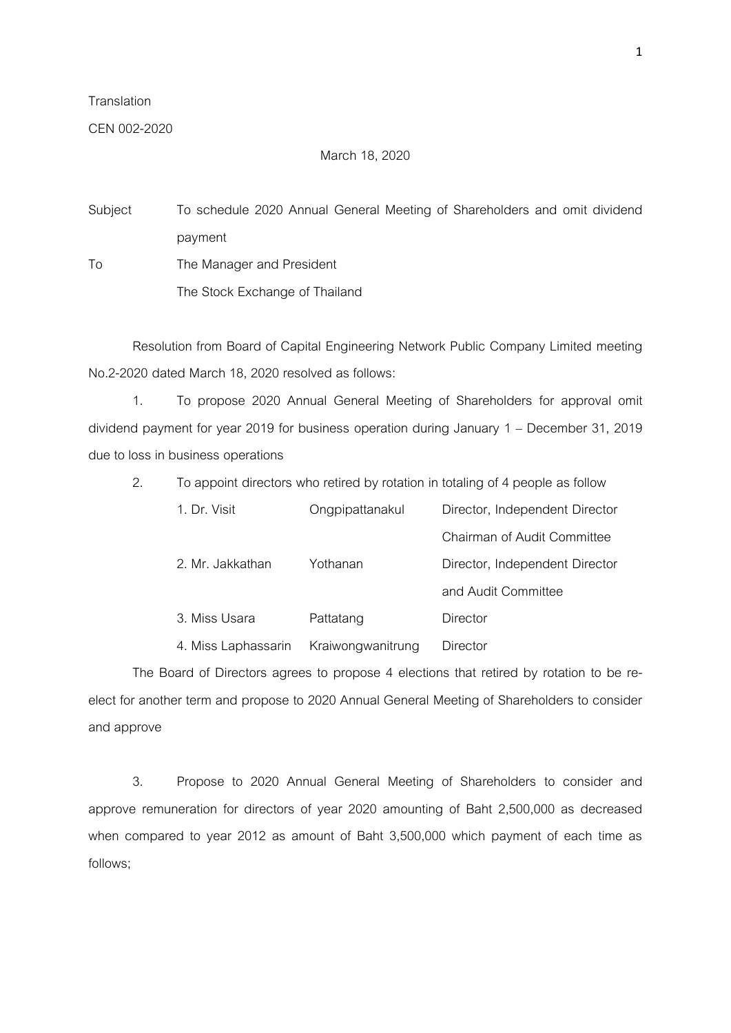Translation

CEN 002-2020

March 18, 2020

Subject To schedule 2020 Annual General Meeting of Shareholders and omit dividend payment

To The Manager and President
The Stock Exchange of Thailand

Resolution from Board of Capital Engineering Network Public Company Limited meeting No.2-2020 dated March 18, 2020 resolved as follows:

1. To propose 2020 Annual General Meeting of Shareholders for approval omit dividend payment for year 2019 for business operation during January 1 – December 31, 2019 due to loss in business operations

2. To appoint directors who retired by rotation in totaling of 4 people as follow

| | | |
|---|---|---|
| 1. Dr. Visit | Ongpipattanakul | Director, Independent Director Chairman of Audit Committee |
| 2. Mr. Jakkathan | Yothanan | Director, Independent Director and Audit Committee |
| 3. Miss Usara | Pattatang | Director |
| 4. Miss Laphassarin | Kraiwongwanitrung | Director |

The Board of Directors agrees to propose 4 elections that retired by rotation to be re-elect for another term and propose to 2020 Annual General Meeting of Shareholders to consider and approve

3. Propose to 2020 Annual General Meeting of Shareholders to consider and approve remuneration for directors of year 2020 amounting of Baht 2,500,000 as decreased when compared to year 2012 as amount of Baht 3,500,000 which payment of each time as follows;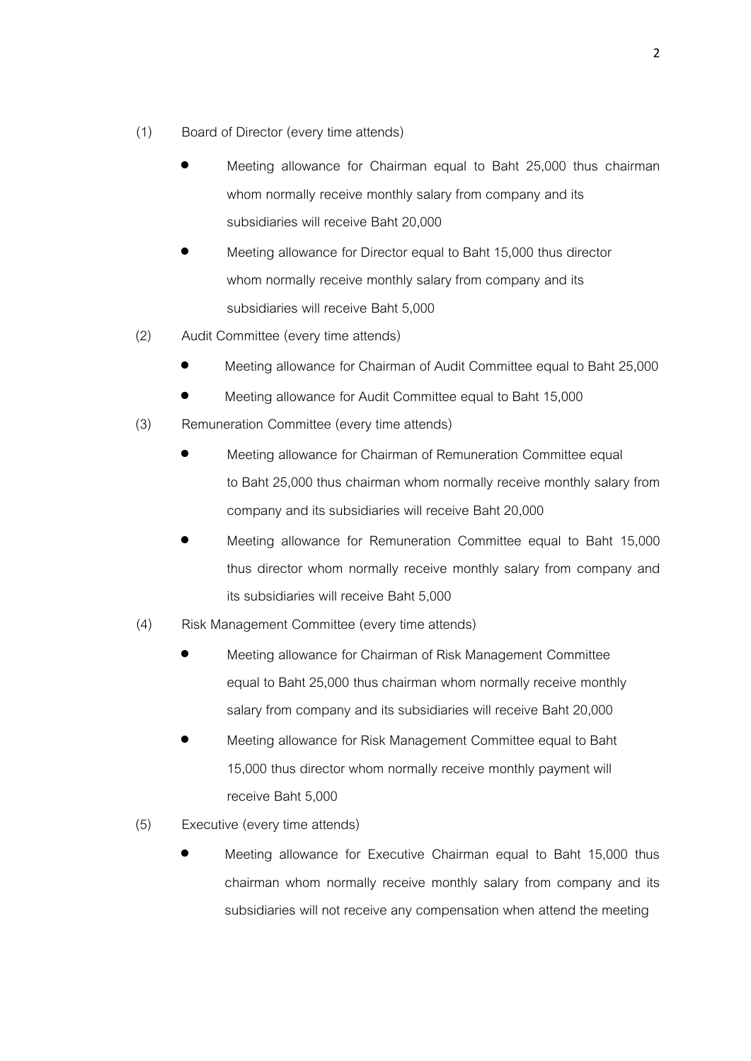(1) Board of Director (every time attends)

- Meeting allowance for Chairman equal to Baht 25,000 thus chairman whom normally receive monthly salary from company and its subsidiaries will receive Baht 20,000
- Meeting allowance for Director equal to Baht 15,000 thus director whom normally receive monthly salary from company and its subsidiaries will receive Baht 5,000

(2) Audit Committee (every time attends)

- Meeting allowance for Chairman of Audit Committee equal to Baht 25,000
- Meeting allowance for Audit Committee equal to Baht 15,000

(3) Remuneration Committee (every time attends)

- Meeting allowance for Chairman of Remuneration Committee equal to Baht 25,000 thus chairman whom normally receive monthly salary from company and its subsidiaries will receive Baht 20,000
- Meeting allowance for Remuneration Committee equal to Baht 15,000 thus director whom normally receive monthly salary from company and its subsidiaries will receive Baht 5,000

(4) Risk Management Committee (every time attends)

- Meeting allowance for Chairman of Risk Management Committee equal to Baht 25,000 thus chairman whom normally receive monthly salary from company and its subsidiaries will receive Baht 20,000
- Meeting allowance for Risk Management Committee equal to Baht 15,000 thus director whom normally receive monthly payment will receive Baht 5,000

(5) Executive (every time attends)

- Meeting allowance for Executive Chairman equal to Baht 15,000 thus chairman whom normally receive monthly salary from company and its subsidiaries will not receive any compensation when attend the meeting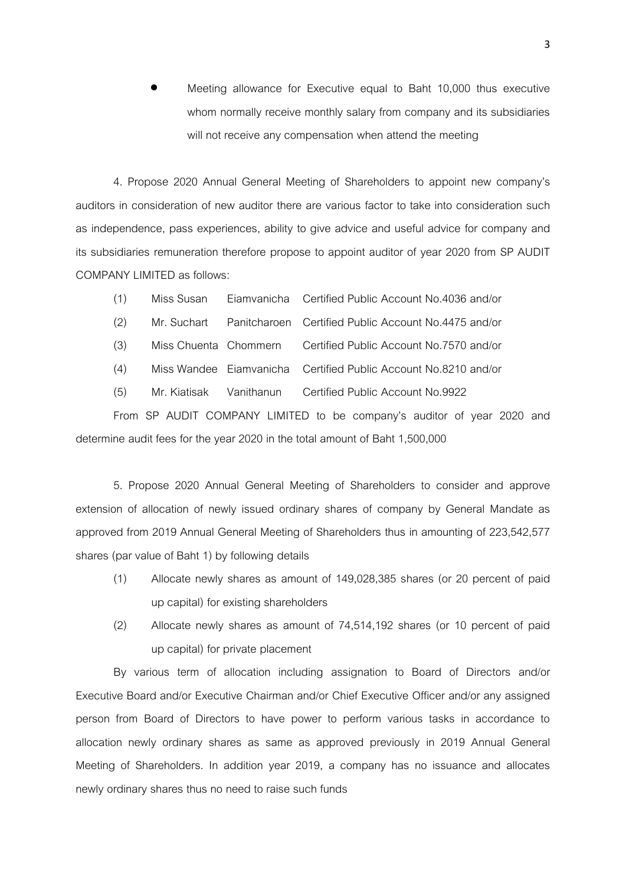- Meeting allowance for Executive equal to Baht 10,000 thus executive whom normally receive monthly salary from company and its subsidiaries will not receive any compensation when attend the meeting

4. Propose 2020 Annual General Meeting of Shareholders to appoint new company's auditors in consideration of new auditor there are various factor to take into consideration such as independence, pass experiences, ability to give advice and useful advice for company and its subsidiaries remuneration therefore propose to appoint auditor of year 2020 from SP AUDIT COMPANY LIMITED as follows:

(1) Miss Susan Eiamvanicha Certified Public Account No.4036 and/or

(2) Mr. Suchart Panitcharoen Certified Public Account No.4475 and/or

(3) Miss Chuenta Chommern Certified Public Account No.7570 and/or

(4) Miss Wandee Eiamvanicha Certified Public Account No.8210 and/or

(5) Mr. Kiatisak Vanithanun Certified Public Account No.9922

From SP AUDIT COMPANY LIMITED to be company's auditor of year 2020 and determine audit fees for the year 2020 in the total amount of Baht 1,500,000

5. Propose 2020 Annual General Meeting of Shareholders to consider and approve extension of allocation of newly issued ordinary shares of company by General Mandate as approved from 2019 Annual General Meeting of Shareholders thus in amounting of 223,542,577 shares (par value of Baht 1) by following details

(1) Allocate newly shares as amount of 149,028,385 shares (or 20 percent of paid up capital) for existing shareholders

(2) Allocate newly shares as amount of 74,514,192 shares (or 10 percent of paid up capital) for private placement

By various term of allocation including assignation to Board of Directors and/or Executive Board and/or Executive Chairman and/or Chief Executive Officer and/or any assigned person from Board of Directors to have power to perform various tasks in accordance to allocation newly ordinary shares as same as approved previously in 2019 Annual General Meeting of Shareholders. In addition year 2019, a company has no issuance and allocates newly ordinary shares thus no need to raise such funds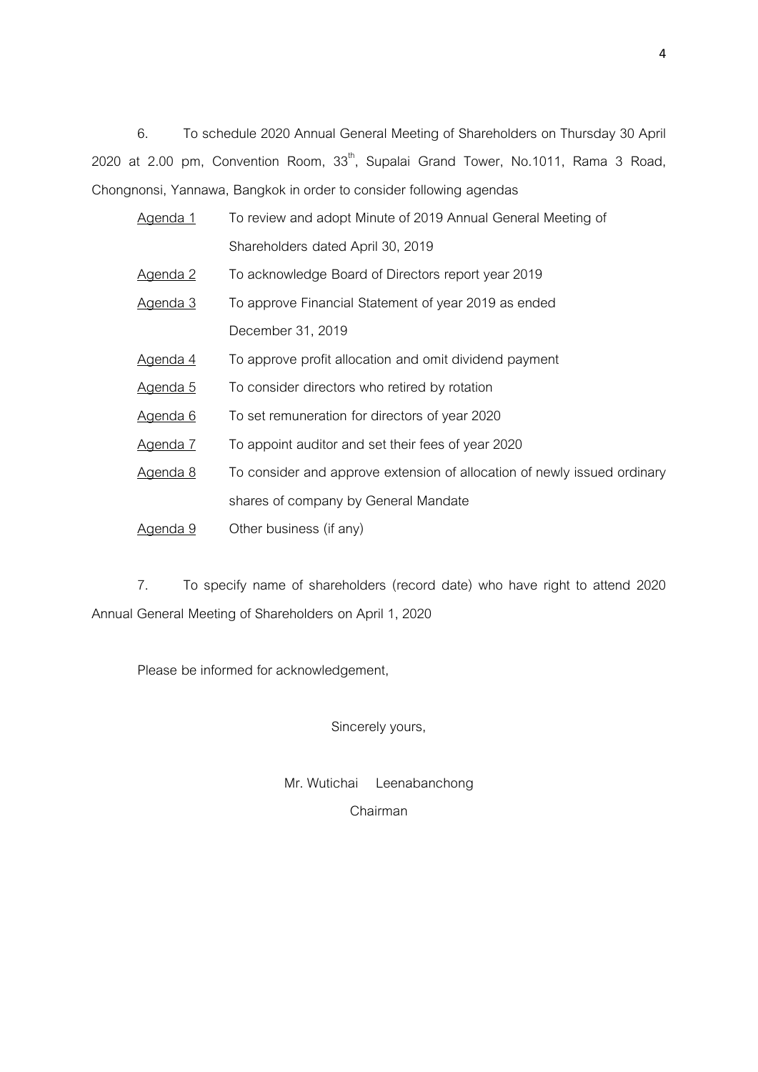6. To schedule 2020 Annual General Meeting of Shareholders on Thursday 30 April 2020 at 2.00 pm, Convention Room, 33th, Supalai Grand Tower, No.1011, Rama 3 Road, Chongnonsi, Yannawa, Bangkok in order to consider following agendas

| | |
|---|---|
| Agenda 1 | To review and adopt Minute of 2019 Annual General Meeting of Shareholders dated April 30, 2019 |
| Agenda 2 | To acknowledge Board of Directors report year 2019 |
| Agenda 3 | To approve Financial Statement of year 2019 as ended December 31, 2019 |
| Agenda 4 | To approve profit allocation and omit dividend payment |
| Agenda 5 | To consider directors who retired by rotation |
| Agenda 6 | To set remuneration for directors of year 2020 |
| Agenda 7 | To appoint auditor and set their fees of year 2020 |
| Agenda 8 | To consider and approve extension of allocation of newly issued ordinary shares of company by General Mandate |
| Agenda 9 | Other business (if any) |

7. To specify name of shareholders (record date) who have right to attend 2020 Annual General Meeting of Shareholders on April 1, 2020

Please be informed for acknowledgement,

Sincerely yours,

Mr. Wutichai Leenabanchong

Chairman